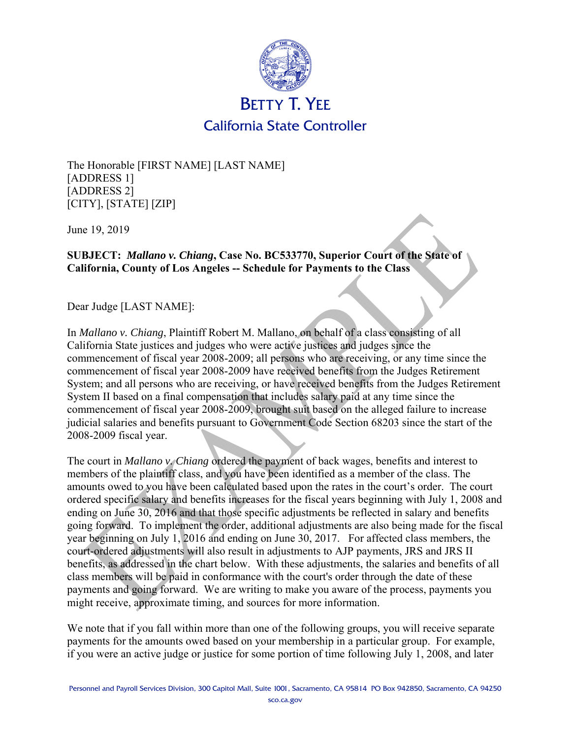# BETTY T. YEE

## California State Controller

The Honorable [FIRST NAME] [LAST NAME]
[ADDRESS 1]
[ADDRESS 2]
[CITY], [STATE] [ZIP]

June 19, 2019

**SUBJECT: *Mallano v. Chiang*, Case No. BC533770, Superior Court of the State of California, County of Los Angeles -- Schedule for Payments to the Class**

Dear Judge [LAST NAME]:

In *Mallano v. Chiang*, Plaintiff Robert M. Mallano, on behalf of a class consisting of all California State justices and judges who were active justices and judges since the commencement of fiscal year 2008-2009; all persons who are receiving, or any time since the commencement of fiscal year 2008-2009 have received benefits from the Judges Retirement System; and all persons who are receiving, or have received benefits from the Judges Retirement System II based on a final compensation that includes salary paid at any time since the commencement of fiscal year 2008-2009, brought suit based on the alleged failure to increase judicial salaries and benefits pursuant to Government Code Section 68203 since the start of the 2008-2009 fiscal year.

The court in *Mallano v. Chiang* ordered the payment of back wages, benefits and interest to members of the plaintiff class, and you have been identified as a member of the class. The amounts owed to you have been calculated based upon the rates in the court's order. The court ordered specific salary and benefits increases for the fiscal years beginning with July 1, 2008 and ending on June 30, 2016 and that those specific adjustments be reflected in salary and benefits going forward. To implement the order, additional adjustments are also being made for the fiscal year beginning on July 1, 2016 and ending on June 30, 2017. For affected class members, the court-ordered adjustments will also result in adjustments to AJP payments, JRS and JRS II benefits, as addressed in the chart below. With these adjustments, the salaries and benefits of all class members will be paid in conformance with the court's order through the date of these payments and going forward. We are writing to make you aware of the process, payments you might receive, approximate timing, and sources for more information.

We note that if you fall within more than one of the following groups, you will receive separate payments for the amounts owed based on your membership in a particular group. For example, if you were an active judge or justice for some portion of time following July 1, 2008, and later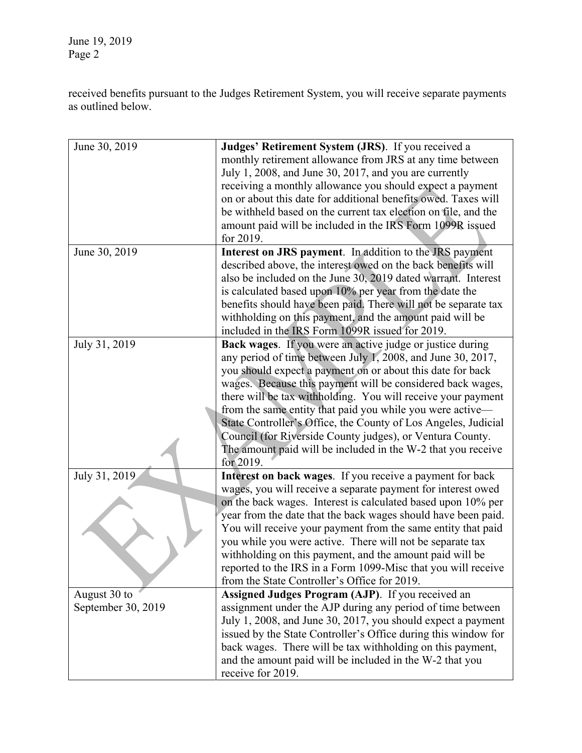received benefits pursuant to the Judges Retirement System, you will receive separate payments as outlined below.

| | |
|---|---|
| June 30, 2019 | **Judges' Retirement System (JRS)**. If you received a monthly retirement allowance from JRS at any time between July 1, 2008, and June 30, 2017, and you are currently receiving a monthly allowance you should expect a payment on or about this date for additional benefits owed. Taxes will be withheld based on the current tax election on file, and the amount paid will be included in the IRS Form 1099R issued for 2019. |
| June 30, 2019 | **Interest on JRS payment**. In addition to the JRS payment described above, the interest owed on the back benefits will also be included on the June 30, 2019 dated warrant. Interest is calculated based upon 10% per year from the date the benefits should have been paid. There will not be separate tax withholding on this payment, and the amount paid will be included in the IRS Form 1099R issued for 2019. |
| July 31, 2019 | **Back wages**. If you were an active judge or justice during any period of time between July 1, 2008, and June 30, 2017, you should expect a payment on or about this date for back wages. Because this payment will be considered back wages, there will be tax withholding. You will receive your payment from the same entity that paid you while you were active—State Controller's Office, the County of Los Angeles, Judicial Council (for Riverside County judges), or Ventura County. The amount paid will be included in the W-2 that you receive for 2019. |
| July 31, 2019 | **Interest on back wages**. If you receive a payment for back wages, you will receive a separate payment for interest owed on the back wages. Interest is calculated based upon 10% per year from the date that the back wages should have been paid. You will receive your payment from the same entity that paid you while you were active. There will not be separate tax withholding on this payment, and the amount paid will be reported to the IRS in a Form 1099-Misc that you will receive from the State Controller's Office for 2019. |
| August 30 to September 30, 2019 | **Assigned Judges Program (AJP)**. If you received an assignment under the AJP during any period of time between July 1, 2008, and June 30, 2017, you should expect a payment issued by the State Controller's Office during this window for back wages. There will be tax withholding on this payment, and the amount paid will be included in the W-2 that you receive for 2019. |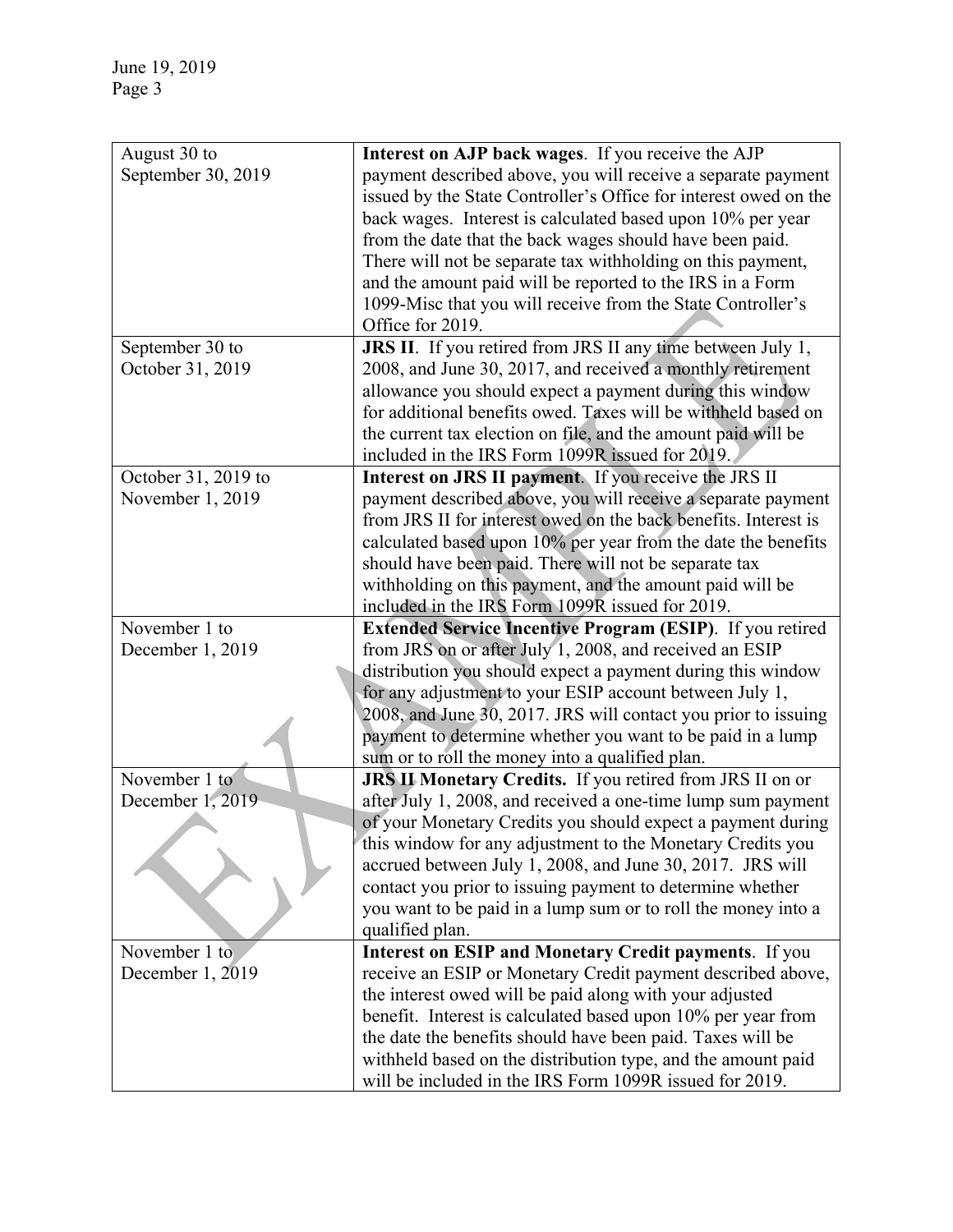| | |
|---|---|
| August 30 to September 30, 2019 | **Interest on AJP back wages**. If you receive the AJP payment described above, you will receive a separate payment issued by the State Controller's Office for interest owed on the back wages. Interest is calculated based upon 10% per year from the date that the back wages should have been paid. There will not be separate tax withholding on this payment, and the amount paid will be reported to the IRS in a Form 1099-Misc that you will receive from the State Controller's Office for 2019. |
| September 30 to October 31, 2019 | **JRS II**. If you retired from JRS II any time between July 1, 2008, and June 30, 2017, and received a monthly retirement allowance you should expect a payment during this window for additional benefits owed. Taxes will be withheld based on the current tax election on file, and the amount paid will be included in the IRS Form 1099R issued for 2019. |
| October 31, 2019 to November 1, 2019 | **Interest on JRS II payment**. If you receive the JRS II payment described above, you will receive a separate payment from JRS II for interest owed on the back benefits. Interest is calculated based upon 10% per year from the date the benefits should have been paid. There will not be separate tax withholding on this payment, and the amount paid will be included in the IRS Form 1099R issued for 2019. |
| November 1 to December 1, 2019 | **Extended Service Incentive Program (ESIP)**. If you retired from JRS on or after July 1, 2008, and received an ESIP distribution you should expect a payment during this window for any adjustment to your ESIP account between July 1, 2008, and June 30, 2017. JRS will contact you prior to issuing payment to determine whether you want to be paid in a lump sum or to roll the money into a qualified plan. |
| November 1 to December 1, 2019 | **JRS II Monetary Credits.** If you retired from JRS II on or after July 1, 2008, and received a one-time lump sum payment of your Monetary Credits you should expect a payment during this window for any adjustment to the Monetary Credits you accrued between July 1, 2008, and June 30, 2017. JRS will contact you prior to issuing payment to determine whether you want to be paid in a lump sum or to roll the money into a qualified plan. |
| November 1 to December 1, 2019 | **Interest on ESIP and Monetary Credit payments**. If you receive an ESIP or Monetary Credit payment described above, the interest owed will be paid along with your adjusted benefit. Interest is calculated based upon 10% per year from the date the benefits should have been paid. Taxes will be withheld based on the distribution type, and the amount paid will be included in the IRS Form 1099R issued for 2019. |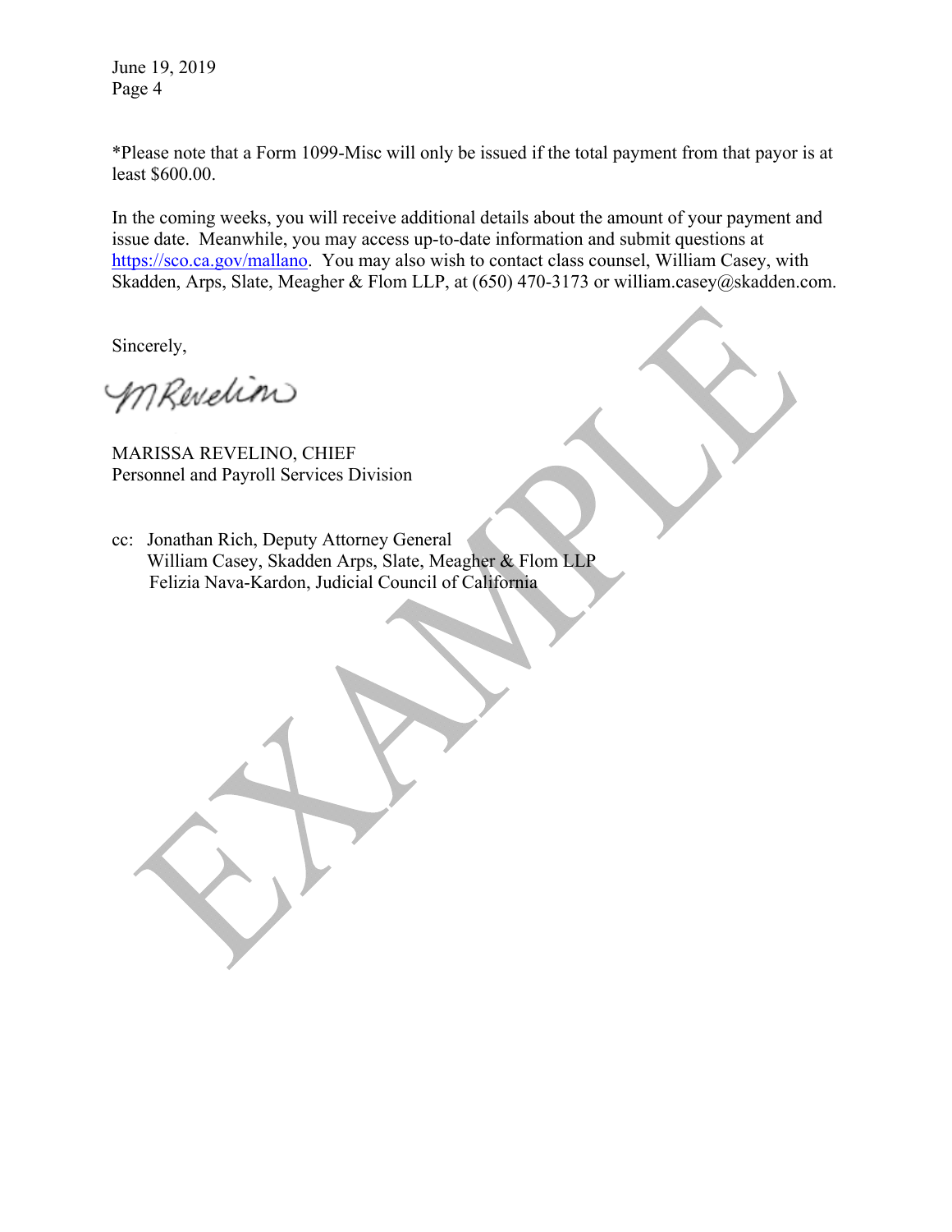*Please note that a Form 1099-Misc will only be issued if the total payment from that payor is at least $600.00.

In the coming weeks, you will receive additional details about the amount of your payment and issue date. Meanwhile, you may access up-to-date information and submit questions at https://sco.ca.gov/mallano. You may also wish to contact class counsel, William Casey, with Skadden, Arps, Slate, Meagher & Flom LLP, at (650) 470-3173 or william.casey@skadden.com.

Sincerely,

MRevelino

MARISSA REVELINO, CHIEF
Personnel and Payroll Services Division

cc: Jonathan Rich, Deputy Attorney General
William Casey, Skadden Arps, Slate, Meagher & Flom LLP
Felizia Nava-Kardon, Judicial Council of California

EXAMPLE